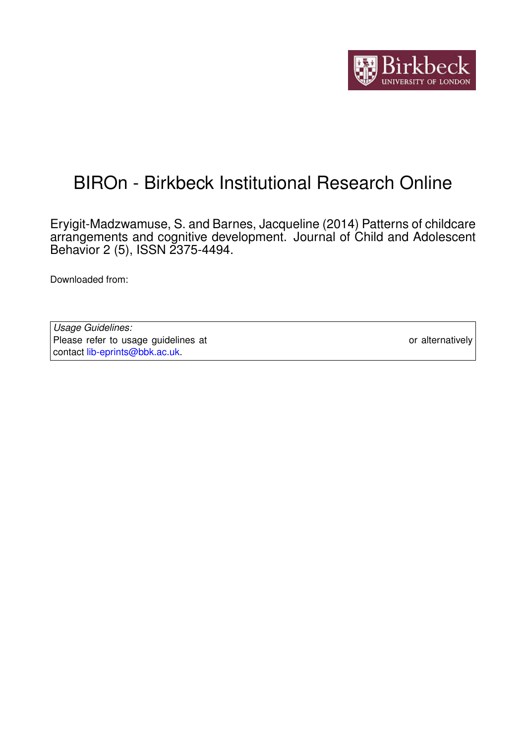# BIROn - Birkbeck Institutional Research Online

Eryigit-Madzwamuse, S. and Barnes, Jacqueline (2014) Patterns of childcare arrangements and cognitive development. Journal of Child and Adolescent Behavior 2 (5), ISSN 2375-4494.

Downloaded from:

*Usage Guidelines:*
Please refer to usage guidelines at or alternatively contact lib-eprints@bbk.ac.uk.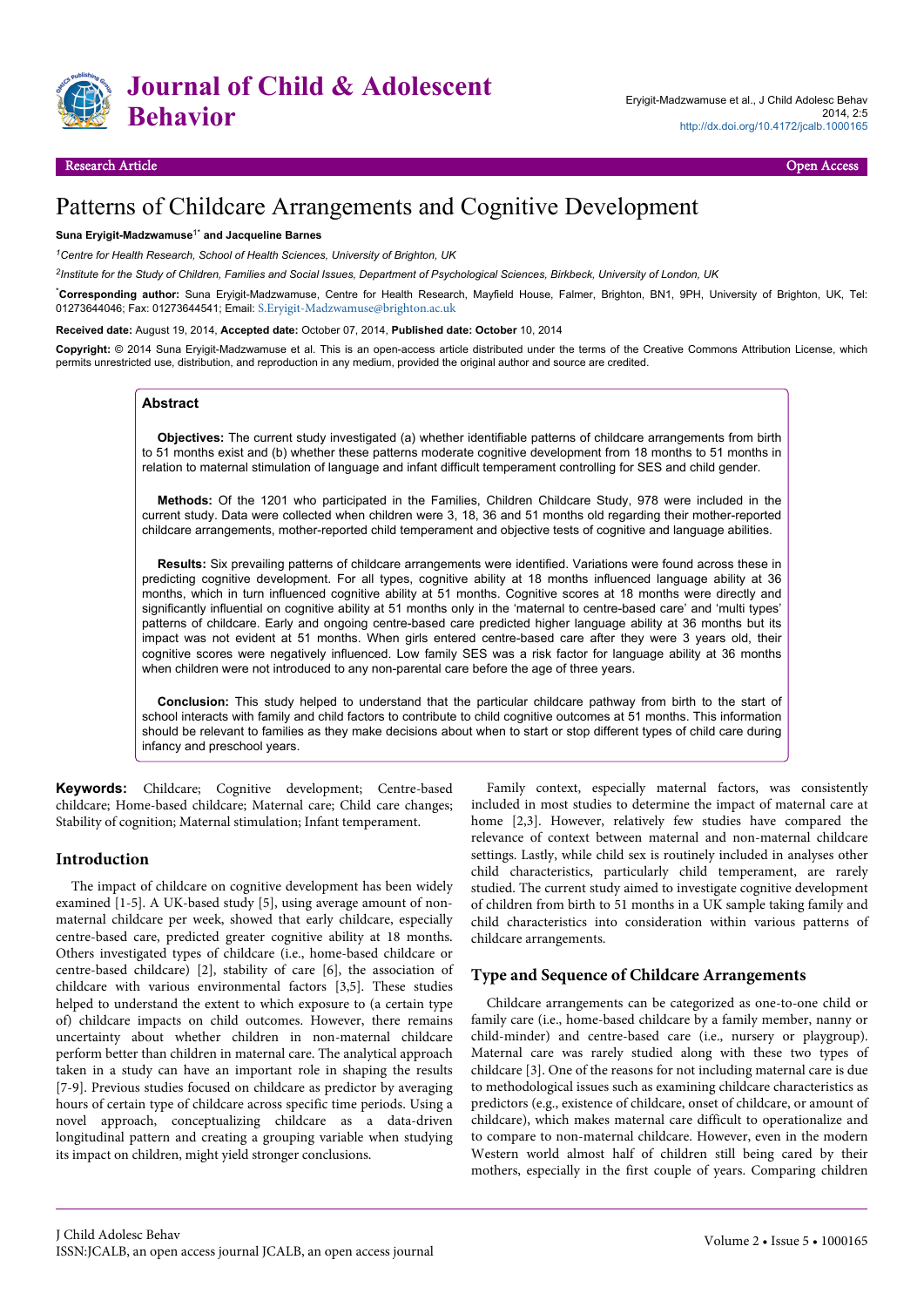# Patterns of Childcare Arrangements and Cognitive Development

**Suna Eryigit-Madzwamuse[1*] and Jacqueline Barnes**

[1]*Centre for Health Research, School of Health Sciences, University of Brighton, UK*

[2]*Institute for the Study of Children, Families and Social Issues, Department of Psychological Sciences, Birkbeck, University of London, UK*

[*]**Corresponding author:** Suna Eryigit-Madzwamuse, Centre for Health Research, Mayfield House, Falmer, Brighton, BN1, 9PH, University of Brighton, UK, Tel: 01273644046; Fax: 01273644541; Email: S.Eryigit-Madzwamuse@brighton.ac.uk

**Received date:** August 19, 2014, **Accepted date:** October 07, 2014, **Published date: October** 10, 2014

**Copyright:** © 2014 Suna Eryigit-Madzwamuse et al. This is an open-access article distributed under the terms of the Creative Commons Attribution License, which permits unrestricted use, distribution, and reproduction in any medium, provided the original author and source are credited.

## Abstract

**Objectives:** The current study investigated (a) whether identifiable patterns of childcare arrangements from birth to 51 months exist and (b) whether these patterns moderate cognitive development from 18 months to 51 months in relation to maternal stimulation of language and infant difficult temperament controlling for SES and child gender.

**Methods:** Of the 1201 who participated in the Families, Children Childcare Study, 978 were included in the current study. Data were collected when children were 3, 18, 36 and 51 months old regarding their mother-reported childcare arrangements, mother-reported child temperament and objective tests of cognitive and language abilities.

**Results:** Six prevailing patterns of childcare arrangements were identified. Variations were found across these in predicting cognitive development. For all types, cognitive ability at 18 months influenced language ability at 36 months, which in turn influenced cognitive ability at 51 months. Cognitive scores at 18 months were directly and significantly influential on cognitive ability at 51 months only in the 'maternal to centre-based care' and 'multi types' patterns of childcare. Early and ongoing centre-based care predicted higher language ability at 36 months but its impact was not evident at 51 months. When girls entered centre-based care after they were 3 years old, their cognitive scores were negatively influenced. Low family SES was a risk factor for language ability at 36 months when children were not introduced to any non-parental care before the age of three years.

**Conclusion:** This study helped to understand that the particular childcare pathway from birth to the start of school interacts with family and child factors to contribute to child cognitive outcomes at 51 months. This information should be relevant to families as they make decisions about when to start or stop different types of child care during infancy and preschool years.

**Keywords:** Childcare; Cognitive development; Centre-based childcare; Home-based childcare; Maternal care; Child care changes; Stability of cognition; Maternal stimulation; Infant temperament.

## Introduction

The impact of childcare on cognitive development has been widely examined [1-5]. A UK-based study [5], using average amount of non-maternal childcare per week, showed that early childcare, especially centre-based care, predicted greater cognitive ability at 18 months. Others investigated types of childcare (i.e., home-based childcare or centre-based childcare) [2], stability of care [6], the association of childcare with various environmental factors [3,5]. These studies helped to understand the extent to which exposure to (a certain type of) childcare impacts on child outcomes. However, there remains uncertainty about whether children in non-maternal childcare perform better than children in maternal care. The analytical approach taken in a study can have an important role in shaping the results [7-9]. Previous studies focused on childcare as predictor by averaging hours of certain type of childcare across specific time periods. Using a novel approach, conceptualizing childcare as a data-driven longitudinal pattern and creating a grouping variable when studying its impact on children, might yield stronger conclusions.

Family context, especially maternal factors, was consistently included in most studies to determine the impact of maternal care at home [2,3]. However, relatively few studies have compared the relevance of context between maternal and non-maternal childcare settings. Lastly, while child sex is routinely included in analyses other child characteristics, particularly child temperament, are rarely studied. The current study aimed to investigate cognitive development of children from birth to 51 months in a UK sample taking family and child characteristics into consideration within various patterns of childcare arrangements.

## Type and Sequence of Childcare Arrangements

Childcare arrangements can be categorized as one-to-one child or family care (i.e., home-based childcare by a family member, nanny or child-minder) and centre-based care (i.e., nursery or playgroup). Maternal care was rarely studied along with these two types of childcare [3]. One of the reasons for not including maternal care is due to methodological issues such as examining childcare characteristics as predictors (e.g., existence of childcare, onset of childcare, or amount of childcare), which makes maternal care difficult to operationalize and to compare to non-maternal childcare. However, even in the modern Western world almost half of children still being cared by their mothers, especially in the first couple of years. Comparing children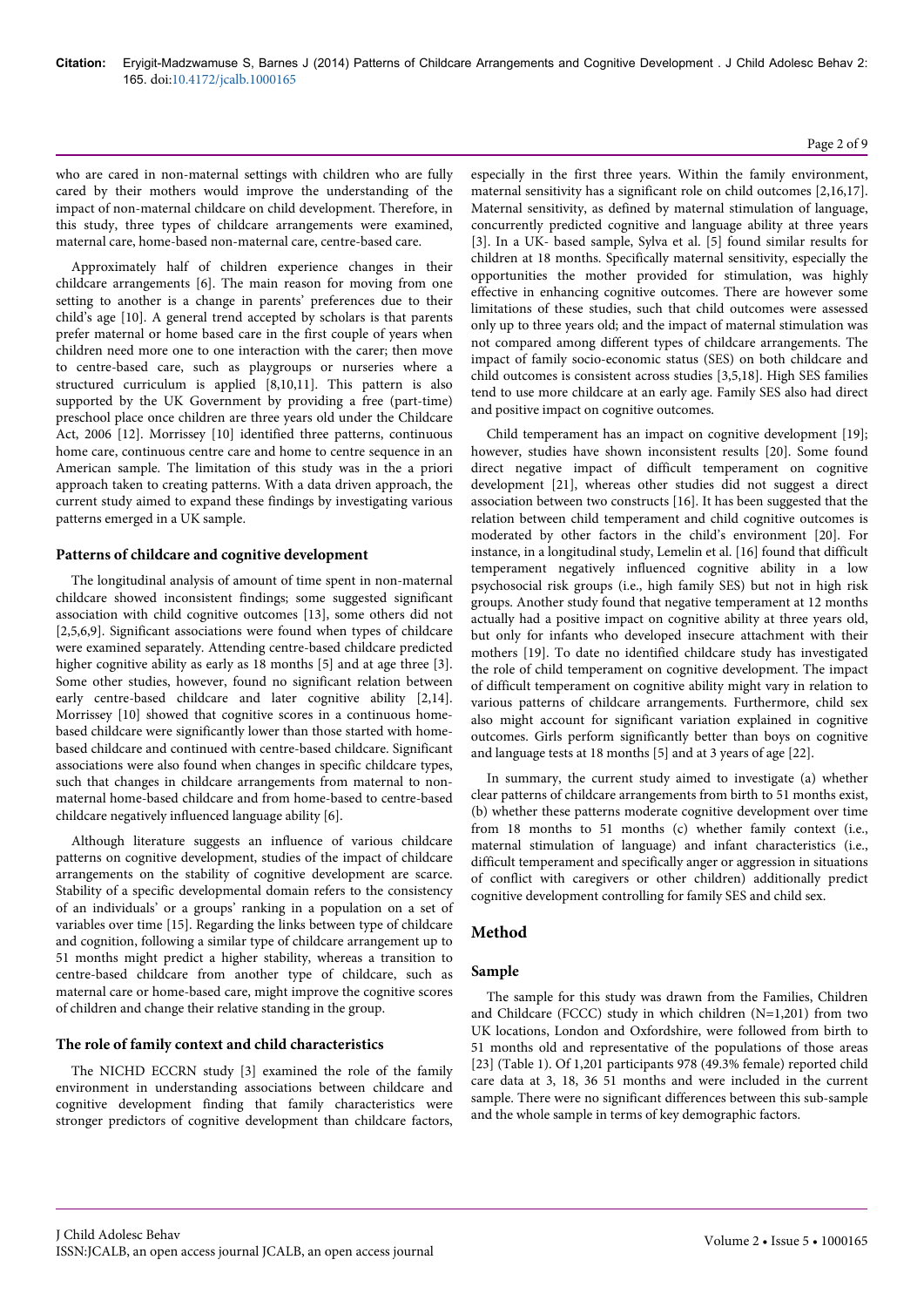who are cared in non-maternal settings with children who are fully cared by their mothers would improve the understanding of the impact of non-maternal childcare on child development. Therefore, in this study, three types of childcare arrangements were examined, maternal care, home-based non-maternal care, centre-based care.

Approximately half of children experience changes in their childcare arrangements [6]. The main reason for moving from one setting to another is a change in parents' preferences due to their child's age [10]. A general trend accepted by scholars is that parents prefer maternal or home based care in the first couple of years when children need more one to one interaction with the carer; then move to centre-based care, such as playgroups or nurseries where a structured curriculum is applied [8,10,11]. This pattern is also supported by the UK Government by providing a free (part-time) preschool place once children are three years old under the Childcare Act, 2006 [12]. Morrissey [10] identified three patterns, continuous home care, continuous centre care and home to centre sequence in an American sample. The limitation of this study was in the a priori approach taken to creating patterns. With a data driven approach, the current study aimed to expand these findings by investigating various patterns emerged in a UK sample.

### Patterns of childcare and cognitive development

The longitudinal analysis of amount of time spent in non-maternal childcare showed inconsistent findings; some suggested significant association with child cognitive outcomes [13], some others did not [2,5,6,9]. Significant associations were found when types of childcare were examined separately. Attending centre-based childcare predicted higher cognitive ability as early as 18 months [5] and at age three [3]. Some other studies, however, found no significant relation between early centre-based childcare and later cognitive ability [2,14]. Morrissey [10] showed that cognitive scores in a continuous home-based childcare were significantly lower than those started with home-based childcare and continued with centre-based childcare. Significant associations were also found when changes in specific childcare types, such that changes in childcare arrangements from maternal to non-maternal home-based childcare and from home-based to centre-based childcare negatively influenced language ability [6].

Although literature suggests an influence of various childcare patterns on cognitive development, studies of the impact of childcare arrangements on the stability of cognitive development are scarce. Stability of a specific developmental domain refers to the consistency of an individuals' or a groups' ranking in a population on a set of variables over time [15]. Regarding the links between type of childcare and cognition, following a similar type of childcare arrangement up to 51 months might predict a higher stability, whereas a transition to centre-based childcare from another type of childcare, such as maternal care or home-based care, might improve the cognitive scores of children and change their relative standing in the group.

### The role of family context and child characteristics

The NICHD ECCRN study [3] examined the role of the family environment in understanding associations between childcare and cognitive development finding that family characteristics were stronger predictors of cognitive development than childcare factors, especially in the first three years. Within the family environment, maternal sensitivity has a significant role on child outcomes [2,16,17]. Maternal sensitivity, as defined by maternal stimulation of language, concurrently predicted cognitive and language ability at three years [3]. In a UK- based sample, Sylva et al. [5] found similar results for children at 18 months. Specifically maternal sensitivity, especially the opportunities the mother provided for stimulation, was highly effective in enhancing cognitive outcomes. There are however some limitations of these studies, such that child outcomes were assessed only up to three years old; and the impact of maternal stimulation was not compared among different types of childcare arrangements. The impact of family socio-economic status (SES) on both childcare and child outcomes is consistent across studies [3,5,18]. High SES families tend to use more childcare at an early age. Family SES also had direct and positive impact on cognitive outcomes.

Child temperament has an impact on cognitive development [19]; however, studies have shown inconsistent results [20]. Some found direct negative impact of difficult temperament on cognitive development [21], whereas other studies did not suggest a direct association between two constructs [16]. It has been suggested that the relation between child temperament and child cognitive outcomes is moderated by other factors in the child's environment [20]. For instance, in a longitudinal study, Lemelin et al. [16] found that difficult temperament negatively influenced cognitive ability in a low psychosocial risk groups (i.e., high family SES) but not in high risk groups. Another study found that negative temperament at 12 months actually had a positive impact on cognitive ability at three years old, but only for infants who developed insecure attachment with their mothers [19]. To date no identified childcare study has investigated the role of child temperament on cognitive development. The impact of difficult temperament on cognitive ability might vary in relation to various patterns of childcare arrangements. Furthermore, child sex also might account for significant variation explained in cognitive outcomes. Girls perform significantly better than boys on cognitive and language tests at 18 months [5] and at 3 years of age [22].

In summary, the current study aimed to investigate (a) whether clear patterns of childcare arrangements from birth to 51 months exist, (b) whether these patterns moderate cognitive development over time from 18 months to 51 months (c) whether family context (i.e., maternal stimulation of language) and infant characteristics (i.e., difficult temperament and specifically anger or aggression in situations of conflict with caregivers or other children) additionally predict cognitive development controlling for family SES and child sex.

## Method

### Sample

The sample for this study was drawn from the Families, Children and Childcare (FCCC) study in which children (N=1,201) from two UK locations, London and Oxfordshire, were followed from birth to 51 months old and representative of the populations of those areas [23] (Table 1). Of 1,201 participants 978 (49.3% female) reported child care data at 3, 18, 36 51 months and were included in the current sample. There were no significant differences between this sub-sample and the whole sample in terms of key demographic factors.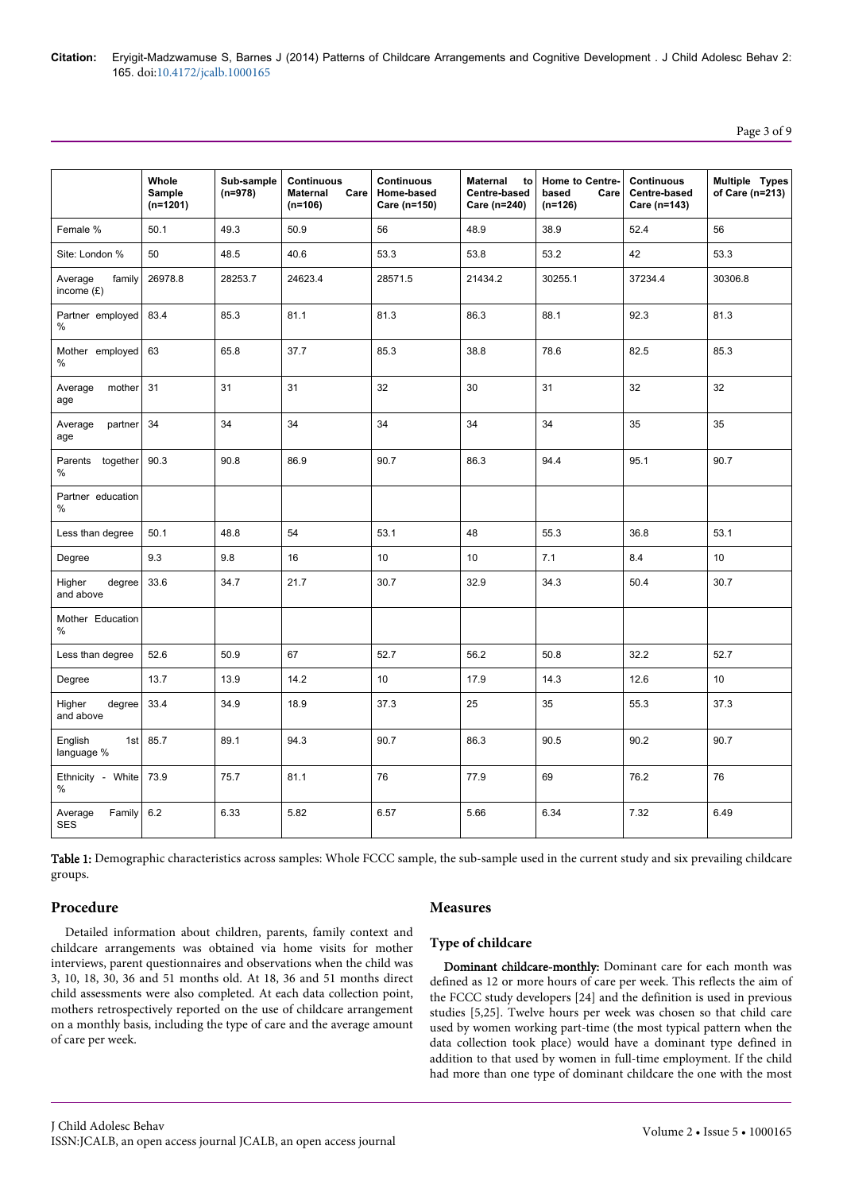|  | Whole Sample (n=1201) | Sub-sample (n=978) | Continuous Maternal Care (n=106) | Continuous Home-based Care (n=150) | Maternal to Centre-based Care (n=240) | Home to Centre-based Care (n=126) | Continuous Centre-based Care (n=143) | Multiple Types of Care (n=213) |
|---|---|---|---|---|---|---|---|---|
| Female % | 50.1 | 49.3 | 50.9 | 56 | 48.9 | 38.9 | 52.4 | 56 |
| Site: London % | 50 | 48.5 | 40.6 | 53.3 | 53.8 | 53.2 | 42 | 53.3 |
| Average family income (£) | 26978.8 | 28253.7 | 24623.4 | 28571.5 | 21434.2 | 30255.1 | 37234.4 | 30306.8 |
| Partner employed % | 83.4 | 85.3 | 81.1 | 81.3 | 86.3 | 88.1 | 92.3 | 81.3 |
| Mother employed % | 63 | 65.8 | 37.7 | 85.3 | 38.8 | 78.6 | 82.5 | 85.3 |
| Average mother age | 31 | 31 | 31 | 32 | 30 | 31 | 32 | 32 |
| Average partner age | 34 | 34 | 34 | 34 | 34 | 34 | 35 | 35 |
| Parents together % | 90.3 | 90.8 | 86.9 | 90.7 | 86.3 | 94.4 | 95.1 | 90.7 |
| Partner education % | | | | | | | | |
| Less than degree | 50.1 | 48.8 | 54 | 53.1 | 48 | 55.3 | 36.8 | 53.1 |
| Degree | 9.3 | 9.8 | 16 | 10 | 10 | 7.1 | 8.4 | 10 |
| Higher degree and above | 33.6 | 34.7 | 21.7 | 30.7 | 32.9 | 34.3 | 50.4 | 30.7 |
| Mother Education % | | | | | | | | |
| Less than degree | 52.6 | 50.9 | 67 | 52.7 | 56.2 | 50.8 | 32.2 | 52.7 |
| Degree | 13.7 | 13.9 | 14.2 | 10 | 17.9 | 14.3 | 12.6 | 10 |
| Higher degree and above | 33.4 | 34.9 | 18.9 | 37.3 | 25 | 35 | 55.3 | 37.3 |
| English 1st language % | 85.7 | 89.1 | 94.3 | 90.7 | 86.3 | 90.5 | 90.2 | 90.7 |
| Ethnicity - White % | 73.9 | 75.7 | 81.1 | 76 | 77.9 | 69 | 76.2 | 76 |
| Average Family SES | 6.2 | 6.33 | 5.82 | 6.57 | 5.66 | 6.34 | 7.32 | 6.49 |

**Table 1:** Demographic characteristics across samples: Whole FCCC sample, the sub-sample used in the current study and six prevailing childcare groups.

## Procedure

Detailed information about children, parents, family context and childcare arrangements was obtained via home visits for mother interviews, parent questionnaires and observations when the child was 3, 10, 18, 30, 36 and 51 months old. At 18, 36 and 51 months direct child assessments were also completed. At each data collection point, mothers retrospectively reported on the use of childcare arrangement on a monthly basis, including the type of care and the average amount of care per week.

## Measures

### Type of childcare

**Dominant childcare-monthly:** Dominant care for each month was defined as 12 or more hours of care per week. This reflects the aim of the FCCC study developers [24] and the definition is used in previous studies [5,25]. Twelve hours per week was chosen so that child care used by women working part-time (the most typical pattern when the data collection took place) would have a dominant type defined in addition to that used by women in full-time employment. If the child had more than one type of dominant childcare the one with the most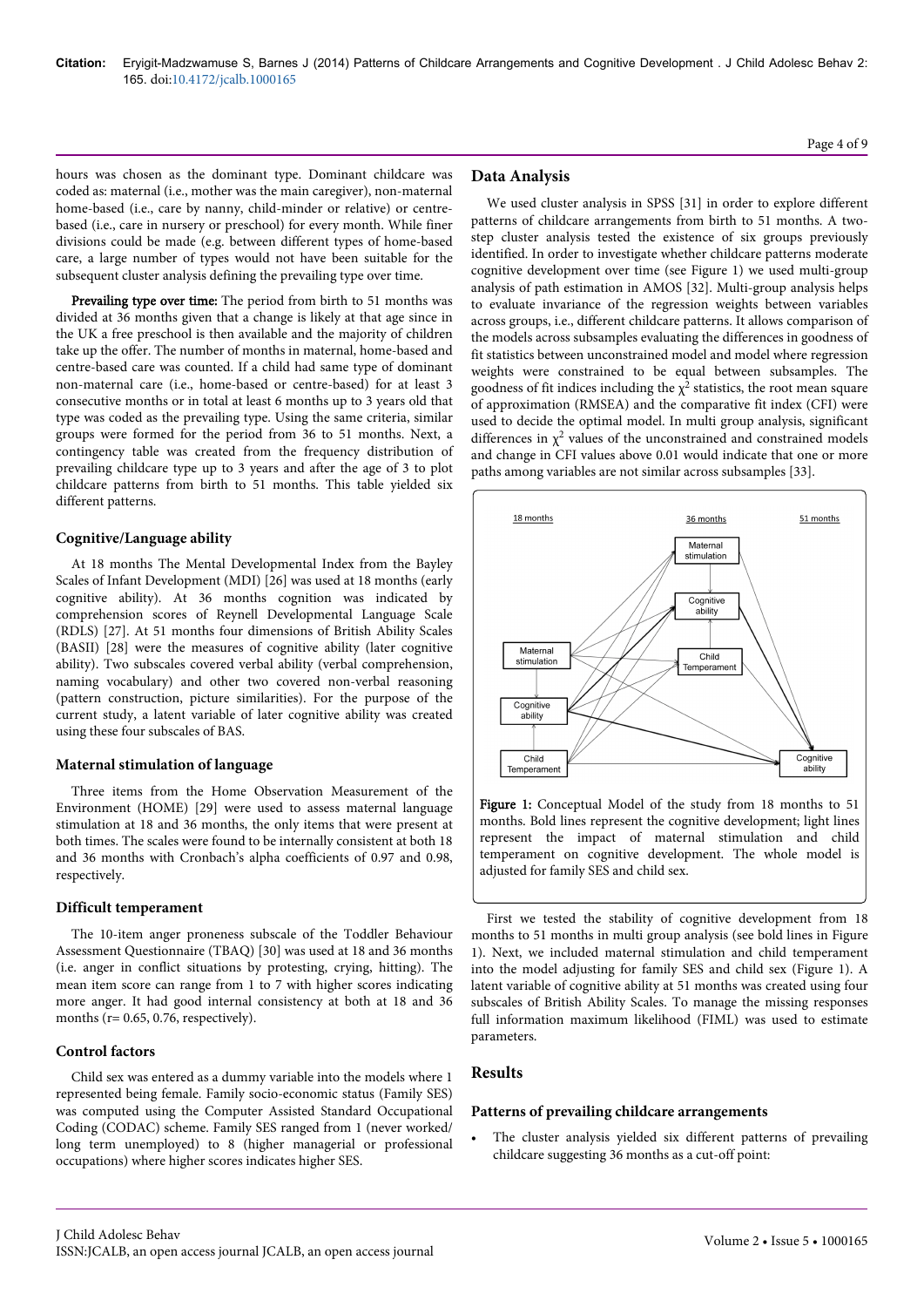hours was chosen as the dominant type. Dominant childcare was coded as: maternal (i.e., mother was the main caregiver), non-maternal home-based (i.e., care by nanny, child-minder or relative) or centre-based (i.e., care in nursery or preschool) for every month. While finer divisions could be made (e.g. between different types of home-based care, a large number of types would not have been suitable for the subsequent cluster analysis defining the prevailing type over time.

**Prevailing type over time:** The period from birth to 51 months was divided at 36 months given that a change is likely at that age since in the UK a free preschool is then available and the majority of children take up the offer. The number of months in maternal, home-based and centre-based care was counted. If a child had same type of dominant non-maternal care (i.e., home-based or centre-based) for at least 3 consecutive months or in total at least 6 months up to 3 years old that type was coded as the prevailing type. Using the same criteria, similar groups were formed for the period from 36 to 51 months. Next, a contingency table was created from the frequency distribution of prevailing childcare type up to 3 years and after the age of 3 to plot childcare patterns from birth to 51 months. This table yielded six different patterns.

### Cognitive/Language ability

At 18 months The Mental Developmental Index from the Bayley Scales of Infant Development (MDI) [26] was used at 18 months (early cognitive ability). At 36 months cognition was indicated by comprehension scores of Reynell Developmental Language Scale (RDLS) [27]. At 51 months four dimensions of British Ability Scales (BASII) [28] were the measures of cognitive ability (later cognitive ability). Two subscales covered verbal ability (verbal comprehension, naming vocabulary) and other two covered non-verbal reasoning (pattern construction, picture similarities). For the purpose of the current study, a latent variable of later cognitive ability was created using these four subscales of BAS.

### Maternal stimulation of language

Three items from the Home Observation Measurement of the Environment (HOME) [29] were used to assess maternal language stimulation at 18 and 36 months, the only items that were present at both times. The scales were found to be internally consistent at both 18 and 36 months with Cronbach's alpha coefficients of 0.97 and 0.98, respectively.

### Difficult temperament

The 10-item anger proneness subscale of the Toddler Behaviour Assessment Questionnaire (TBAQ) [30] was used at 18 and 36 months (i.e. anger in conflict situations by protesting, crying, hitting). The mean item score can range from 1 to 7 with higher scores indicating more anger. It had good internal consistency at both at 18 and 36 months (r= 0.65, 0.76, respectively).

### Control factors

Child sex was entered as a dummy variable into the models where 1 represented being female. Family socio-economic status (Family SES) was computed using the Computer Assisted Standard Occupational Coding (CODAC) scheme. Family SES ranged from 1 (never worked/long term unemployed) to 8 (higher managerial or professional occupations) where higher scores indicates higher SES.

## Data Analysis

We used cluster analysis in SPSS [31] in order to explore different patterns of childcare arrangements from birth to 51 months. A two-step cluster analysis tested the existence of six groups previously identified. In order to investigate whether childcare patterns moderate cognitive development over time (see Figure 1) we used multi-group analysis of path estimation in AMOS [32]. Multi-group analysis helps to evaluate invariance of the regression weights between variables across groups, i.e., different childcare patterns. It allows comparison of the models across subsamples evaluating the differences in goodness of fit statistics between unconstrained model and model where regression weights were constrained to be equal between subsamples. The goodness of fit indices including the $\chi^2$ statistics, the root mean square of approximation (RMSEA) and the comparative fit index (CFI) were used to decide the optimal model. In multi group analysis, significant differences in $\chi^2$ values of the unconstrained and constrained models and change in CFI values above 0.01 would indicate that one or more paths among variables are not similar across subsamples [33].

Figure 1: Conceptual Model of the study from 18 months to 51 months. Bold lines represent the cognitive development; light lines represent the impact of maternal stimulation and child temperament on cognitive development. The whole model is adjusted for family SES and child sex.

First we tested the stability of cognitive development from 18 months to 51 months in multi group analysis (see bold lines in Figure 1). Next, we included maternal stimulation and child temperament into the model adjusting for family SES and child sex (Figure 1). A latent variable of cognitive ability at 51 months was created using four subscales of British Ability Scales. To manage the missing responses full information maximum likelihood (FIML) was used to estimate parameters.

## Results

### Patterns of prevailing childcare arrangements

- The cluster analysis yielded six different patterns of prevailing childcare suggesting 36 months as a cut-off point: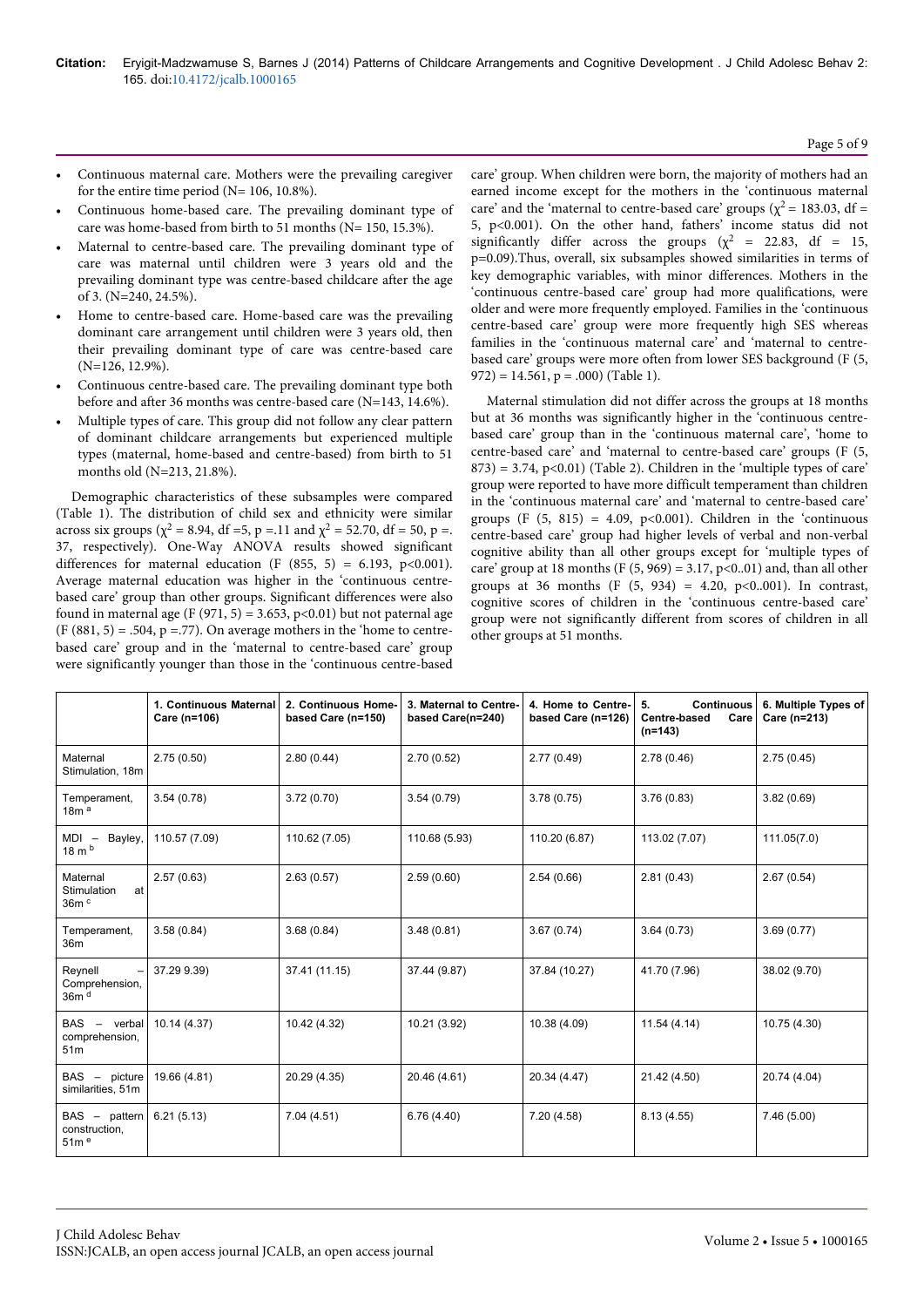- Continuous maternal care. Mothers were the prevailing caregiver for the entire time period (N= 106, 10.8%).
- Continuous home-based care. The prevailing dominant type of care was home-based from birth to 51 months (N= 150, 15.3%).
- Maternal to centre-based care. The prevailing dominant type of care was maternal until children were 3 years old and the prevailing dominant type was centre-based childcare after the age of 3. (N=240, 24.5%).
- Home to centre-based care. Home-based care was the prevailing dominant care arrangement until children were 3 years old, then their prevailing dominant type of care was centre-based care (N=126, 12.9%).
- Continuous centre-based care. The prevailing dominant type both before and after 36 months was centre-based care (N=143, 14.6%).
- Multiple types of care. This group did not follow any clear pattern of dominant childcare arrangements but experienced multiple types (maternal, home-based and centre-based) from birth to 51 months old (N=213, 21.8%).

Demographic characteristics of these subsamples were compared (Table 1). The distribution of child sex and ethnicity were similar across six groups ($\chi^2$ = 8.94, df =5, p =.11 and $\chi^2$ = 52.70, df = 50, p =. 37, respectively). One-Way ANOVA results showed significant differences for maternal education (F (855, 5) = 6.193, p<0.001). Average maternal education was higher in the 'continuous centre-based care' group than other groups. Significant differences were also found in maternal age (F (971, 5) = 3.653, p<0.01) but not paternal age (F (881, 5) = .504, p =.77). On average mothers in the 'home to centre-based care' group and in the 'maternal to centre-based care' group were significantly younger than those in the 'continuous centre-based care' group. When children were born, the majority of mothers had an earned income except for the mothers in the 'continuous maternal care' and the 'maternal to centre-based care' groups ($\chi^2$ = 183.03, df = 5, p<0.001). On the other hand, fathers' income status did not significantly differ across the groups ($\chi^2$ = 22.83, df = 15, p=0.09).Thus, overall, six subsamples showed similarities in terms of key demographic variables, with minor differences. Mothers in the 'continuous centre-based care' group had more qualifications, were older and were more frequently employed. Families in the 'continuous centre-based care' group were more frequently high SES whereas families in the 'continuous maternal care' and 'maternal to centre-based care' groups were more often from lower SES background (F (5, 972) = 14.561, p = .000) (Table 1).

Maternal stimulation did not differ across the groups at 18 months but at 36 months was significantly higher in the 'continuous centre-based care' group than in the 'continuous maternal care', 'home to centre-based care' and 'maternal to centre-based care' groups (F (5, 873) = 3.74, p<0.01) (Table 2). Children in the 'multiple types of care' group were reported to have more difficult temperament than children in the 'continuous maternal care' and 'maternal to centre-based care' groups (F (5, 815) = 4.09, p<0.001). Children in the 'continuous centre-based care' group had higher levels of verbal and non-verbal cognitive ability than all other groups except for 'multiple types of care' group at 18 months (F (5, 969) = 3.17, p<0..01) and, than all other groups at 36 months (F (5, 934) = 4.20, p<0..001). In contrast, cognitive scores of children in the 'continuous centre-based care' group were not significantly different from scores of children in all other groups at 51 months.

| | 1. Continuous Maternal Care (n=106) | 2. Continuous Home-based Care (n=150) | 3. Maternal to Centre-based Care(n=240) | 4. Home to Centre-based Care (n=126) | 5. Continuous Centre-based Care (n=143) | 6. Multiple Types of Care (n=213) |
|---|---|---|---|---|---|---|
| Maternal Stimulation, 18m | 2.75 (0.50) | 2.80 (0.44) | 2.70 (0.52) | 2.77 (0.49) | 2.78 (0.46) | 2.75 (0.45) |
| Temperament, 18m [a] | 3.54 (0.78) | 3.72 (0.70) | 3.54 (0.79) | 3.78 (0.75) | 3.76 (0.83) | 3.82 (0.69) |
| MDI – Bayley, 18 m [b] | 110.57 (7.09) | 110.62 (7.05) | 110.68 (5.93) | 110.20 (6.87) | 113.02 (7.07) | 111.05(7.0) |
| Maternal Stimulation at 36m [c] | 2.57 (0.63) | 2.63 (0.57) | 2.59 (0.60) | 2.54 (0.66) | 2.81 (0.43) | 2.67 (0.54) |
| Temperament, 36m | 3.58 (0.84) | 3.68 (0.84) | 3.48 (0.81) | 3.67 (0.74) | 3.64 (0.73) | 3.69 (0.77) |
| Reynell – Comprehension, 36m [d] | 37.29 9.39) | 37.41 (11.15) | 37.44 (9.87) | 37.84 (10.27) | 41.70 (7.96) | 38.02 (9.70) |
| BAS – verbal comprehension, 51m | 10.14 (4.37) | 10.42 (4.32) | 10.21 (3.92) | 10.38 (4.09) | 11.54 (4.14) | 10.75 (4.30) |
| BAS – picture similarities, 51m | 19.66 (4.81) | 20.29 (4.35) | 20.46 (4.61) | 20.34 (4.47) | 21.42 (4.50) | 20.74 (4.04) |
| BAS – pattern construction, 51m [e] | 6.21 (5.13) | 7.04 (4.51) | 6.76 (4.40) | 7.20 (4.58) | 8.13 (4.55) | 7.46 (5.00) |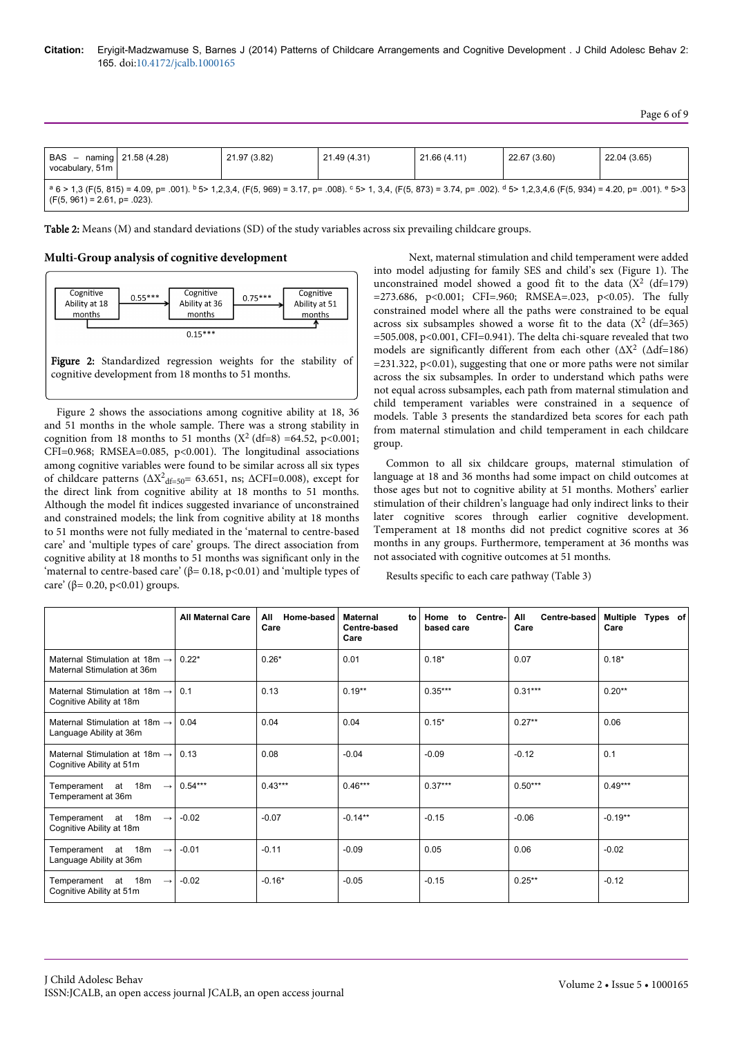| BAS – naming vocabulary, 51m | 21.58 (4.28) | 21.97 (3.82) | 21.49 (4.31) | 21.66 (4.11) | 22.67 (3.60) | 22.04 (3.65) |
|---|---|---|---|---|---|---|
| [a] 6 > 1,3 (F(5, 815) = 4.09, p= .001). [b] 5> 1,2,3,4, (F(5, 969) = 3.17, p= .008). [c] 5> 1, 3,4, (F(5, 873) = 3.74, p= .002). [d] 5> 1,2,3,4,6 (F(5, 934) = 4.20, p= .001). [e] 5>3 (F(5, 961) = 2.61, p= .023). | | | | | | |

**Table 2:** Means (M) and standard deviations (SD) of the study variables across six prevailing childcare groups.

## Multi-Group analysis of cognitive development

Cognitive Ability at 18 months → (0.55***) → Cognitive Ability at 36 months → (0.75***) → Cognitive Ability at 51 months; Cognitive Ability at 18 months → (0.15***) → Cognitive Ability at 51 months

**Figure 2:** Standardized regression weights for the stability of cognitive development from 18 months to 51 months.

Figure 2 shows the associations among cognitive ability at 18, 36 and 51 months in the whole sample. There was a strong stability in cognition from 18 months to 51 months ($X^2$ (df=8) =64.52, $p<0.001$; CFI=0.968; RMSEA=0.085, $p<0.001$). The longitudinal associations among cognitive variables were found to be similar across all six types of childcare patterns ($\Delta X^2_{df=50}$= 63.651, ns; ΔCFI=0.008), except for the direct link from cognitive ability at 18 months to 51 months. Although the model fit indices suggested invariance of unconstrained and constrained models; the link from cognitive ability at 18 months to 51 months were not fully mediated in the 'maternal to centre-based care' and 'multiple types of care' groups. The direct association from cognitive ability at 18 months to 51 months was significant only in the 'maternal to centre-based care' (β= 0.18, $p<0.01$) and 'multiple types of care' (β= 0.20, $p<0.01$) groups.

Next, maternal stimulation and child temperament were added into model adjusting for family SES and child's sex (Figure 1). The unconstrained model showed a good fit to the data ($X^2$ (df=179) =273.686, $p<0.001$; CFI=.960; RMSEA=.023, $p<0.05$). The fully constrained model where all the paths were constrained to be equal across six subsamples showed a worse fit to the data ($X^2$ (df=365) =505.008, $p<0.001$, CFI=0.941). The delta chi-square revealed that two models are significantly different from each other ($\Delta X^2$ (Δdf=186) =231.322, $p<0.01$), suggesting that one or more paths were not similar across the six subsamples. In order to understand which paths were not equal across subsamples, each path from maternal stimulation and child temperament variables were constrained in a sequence of models. Table 3 presents the standardized beta scores for each path from maternal stimulation and child temperament in each childcare group.

Common to all six childcare groups, maternal stimulation of language at 18 and 36 months had some impact on child outcomes at those ages but not to cognitive ability at 51 months. Mothers' earlier stimulation of their children's language had only indirect links to their later cognitive scores through earlier cognitive development. Temperament at 18 months did not predict cognitive scores at 36 months in any groups. Furthermore, temperament at 36 months was not associated with cognitive outcomes at 51 months.

Results specific to each care pathway (Table 3)

| | All Maternal Care | All Home-based Care | Maternal to Centre-based Care | Home to Centre-based care | All Centre-based Care | Multiple Types of Care |
|---|---|---|---|---|---|---|
| Maternal Stimulation at 18m → Maternal Stimulation at 36m | 0.22* | 0.26* | 0.01 | 0.18* | 0.07 | 0.18* |
| Maternal Stimulation at 18m → Cognitive Ability at 18m | 0.1 | 0.13 | 0.19** | 0.35*** | 0.31*** | 0.20** |
| Maternal Stimulation at 18m → Language Ability at 36m | 0.04 | 0.04 | 0.04 | 0.15* | 0.27** | 0.06 |
| Maternal Stimulation at 18m → Cognitive Ability at 51m | 0.13 | 0.08 | -0.04 | -0.09 | -0.12 | 0.1 |
| Temperament at 18m → Temperament at 36m | 0.54*** | 0.43*** | 0.46*** | 0.37*** | 0.50*** | 0.49*** |
| Temperament at 18m → Cognitive Ability at 18m | -0.02 | -0.07 | -0.14** | -0.15 | -0.06 | -0.19** |
| Temperament at 18m → Language Ability at 36m | -0.01 | -0.11 | -0.09 | 0.05 | 0.06 | -0.02 |
| Temperament at 18m → Cognitive Ability at 51m | -0.02 | -0.16* | -0.05 | -0.15 | 0.25** | -0.12 |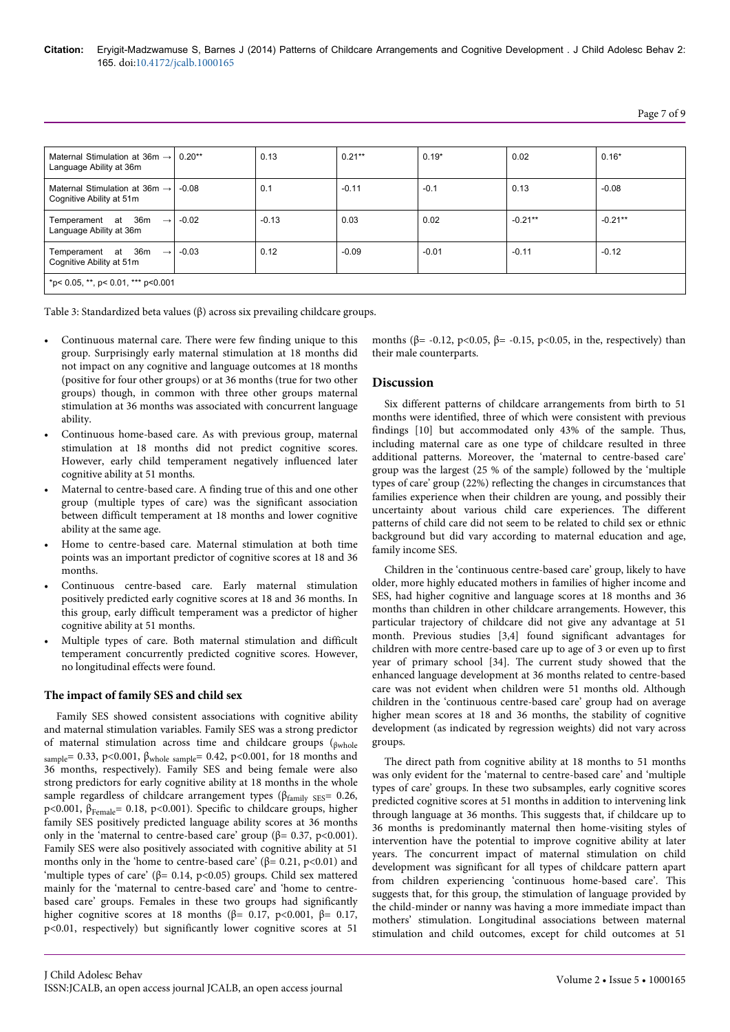| Maternal Stimulation at 36m → Language Ability at 36m | 0.20** | 0.13 | 0.21** | 0.19* | 0.02 | 0.16* |
|---|---|---|---|---|---|---|
| Maternal Stimulation at 36m → Cognitive Ability at 51m | -0.08 | 0.1 | -0.11 | -0.1 | 0.13 | -0.08 |
| Temperament at 36m → Language Ability at 36m | -0.02 | -0.13 | 0.03 | 0.02 | -0.21** | -0.21** |
| Temperament at 36m → Cognitive Ability at 51m | -0.03 | 0.12 | -0.09 | -0.01 | -0.11 | -0.12 |
| *p< 0.05, **, p< 0.01, *** p<0.001 | | | | | | |

Table 3: Standardized beta values (β) across six prevailing childcare groups.

- Continuous maternal care. There were few finding unique to this group. Surprisingly early maternal stimulation at 18 months did not impact on any cognitive and language outcomes at 18 months (positive for four other groups) or at 36 months (true for two other groups) though, in common with three other groups maternal stimulation at 36 months was associated with concurrent language ability.
- Continuous home-based care. As with previous group, maternal stimulation at 18 months did not predict cognitive scores. However, early child temperament negatively influenced later cognitive ability at 51 months.
- Maternal to centre-based care. A finding true of this and one other group (multiple types of care) was the significant association between difficult temperament at 18 months and lower cognitive ability at the same age.
- Home to centre-based care. Maternal stimulation at both time points was an important predictor of cognitive scores at 18 and 36 months.
- Continuous centre-based care. Early maternal stimulation positively predicted early cognitive scores at 18 and 36 months. In this group, early difficult temperament was a predictor of higher cognitive ability at 51 months.
- Multiple types of care. Both maternal stimulation and difficult temperament concurrently predicted cognitive scores. However, no longitudinal effects were found.

### The impact of family SES and child sex

Family SES showed consistent associations with cognitive ability and maternal stimulation variables. Family SES was a strong predictor of maternal stimulation across time and childcare groups ($\beta_{\text{whole sample}}$= 0.33, $p$<0.001, $\beta_{\text{whole sample}}$= 0.42, $p$<0.001, for 18 months and 36 months, respectively). Family SES and being female were also strong predictors for early cognitive ability at 18 months in the whole sample regardless of childcare arrangement types ($\beta_{\text{family SES}}$= 0.26, $p$<0.001, $\beta_{\text{Female}}$= 0.18, $p$<0.001). Specific to childcare groups, higher family SES positively predicted language ability scores at 36 months only in the 'maternal to centre-based care' group (β= 0.37, $p$<0.001). Family SES were also positively associated with cognitive ability at 51 months only in the 'home to centre-based care' (β= 0.21, $p$<0.01) and 'multiple types of care' (β= 0.14, $p$<0.05) groups. Child sex mattered mainly for the 'maternal to centre-based care' and 'home to centre-based care' groups. Females in these two groups had significantly higher cognitive scores at 18 months (β= 0.17, $p$<0.001, β= 0.17, $p$<0.01, respectively) but significantly lower cognitive scores at 51 months (β= -0.12, $p$<0.05, β= -0.15, $p$<0.05, in the, respectively) than their male counterparts.

## Discussion

Six different patterns of childcare arrangements from birth to 51 months were identified, three of which were consistent with previous findings [10] but accommodated only 43% of the sample. Thus, including maternal care as one type of childcare resulted in three additional patterns. Moreover, the 'maternal to centre-based care' group was the largest (25 % of the sample) followed by the 'multiple types of care' group (22%) reflecting the changes in circumstances that families experience when their children are young, and possibly their uncertainty about various child care experiences. The different patterns of child care did not seem to be related to child sex or ethnic background but did vary according to maternal education and age, family income SES.

Children in the 'continuous centre-based care' group, likely to have older, more highly educated mothers in families of higher income and SES, had higher cognitive and language scores at 18 months and 36 months than children in other childcare arrangements. However, this particular trajectory of childcare did not give any advantage at 51 month. Previous studies [3,4] found significant advantages for children with more centre-based care up to age of 3 or even up to first year of primary school [34]. The current study showed that the enhanced language development at 36 months related to centre-based care was not evident when children were 51 months old. Although children in the 'continuous centre-based care' group had on average higher mean scores at 18 and 36 months, the stability of cognitive development (as indicated by regression weights) did not vary across groups.

The direct path from cognitive ability at 18 months to 51 months was only evident for the 'maternal to centre-based care' and 'multiple types of care' groups. In these two subsamples, early cognitive scores predicted cognitive scores at 51 months in addition to intervening link through language at 36 months. This suggests that, if childcare up to 36 months is predominantly maternal then home-visiting styles of intervention have the potential to improve cognitive ability at later years. The concurrent impact of maternal stimulation on child development was significant for all types of childcare pattern apart from children experiencing 'continuous home-based care'. This suggests that, for this group, the stimulation of language provided by the child-minder or nanny was having a more immediate impact than mothers' stimulation. Longitudinal associations between maternal stimulation and child outcomes, except for child outcomes at 51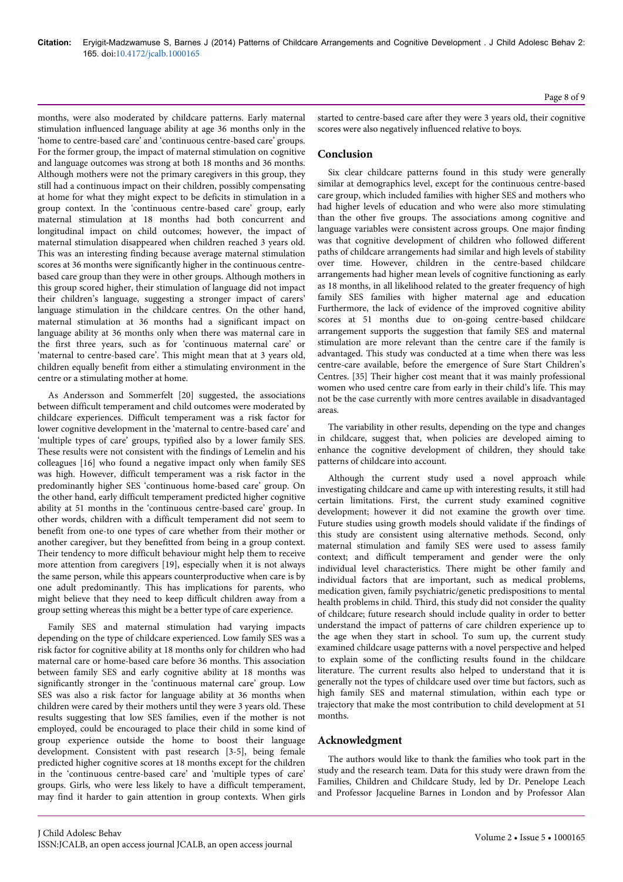months, were also moderated by childcare patterns. Early maternal stimulation influenced language ability at age 36 months only in the 'home to centre-based care' and 'continuous centre-based care' groups. For the former group, the impact of maternal stimulation on cognitive and language outcomes was strong at both 18 months and 36 months. Although mothers were not the primary caregivers in this group, they still had a continuous impact on their children, possibly compensating at home for what they might expect to be deficits in stimulation in a group context. In the 'continuous centre-based care' group, early maternal stimulation at 18 months had both concurrent and longitudinal impact on child outcomes; however, the impact of maternal stimulation disappeared when children reached 3 years old. This was an interesting finding because average maternal stimulation scores at 36 months were significantly higher in the continuous centre-based care group than they were in other groups. Although mothers in this group scored higher, their stimulation of language did not impact their children's language, suggesting a stronger impact of carers' language stimulation in the childcare centres. On the other hand, maternal stimulation at 36 months had a significant impact on language ability at 36 months only when there was maternal care in the first three years, such as for 'continuous maternal care' or 'maternal to centre-based care'. This might mean that at 3 years old, children equally benefit from either a stimulating environment in the centre or a stimulating mother at home.

As Andersson and Sommerfelt [20] suggested, the associations between difficult temperament and child outcomes were moderated by childcare experiences. Difficult temperament was a risk factor for lower cognitive development in the 'maternal to centre-based care' and 'multiple types of care' groups, typified also by a lower family SES. These results were not consistent with the findings of Lemelin and his colleagues [16] who found a negative impact only when family SES was high. However, difficult temperament was a risk factor in the predominantly higher SES 'continuous home-based care' group. On the other hand, early difficult temperament predicted higher cognitive ability at 51 months in the 'continuous centre-based care' group. In other words, children with a difficult temperament did not seem to benefit from one-to one types of care whether from their mother or another caregiver, but they benefitted from being in a group context. Their tendency to more difficult behaviour might help them to receive more attention from caregivers [19], especially when it is not always the same person, while this appears counterproductive when care is by one adult predominantly. This has implications for parents, who might believe that they need to keep difficult children away from a group setting whereas this might be a better type of care experience.

Family SES and maternal stimulation had varying impacts depending on the type of childcare experienced. Low family SES was a risk factor for cognitive ability at 18 months only for children who had maternal care or home-based care before 36 months. This association between family SES and early cognitive ability at 18 months was significantly stronger in the 'continuous maternal care' group. Low SES was also a risk factor for language ability at 36 months when children were cared by their mothers until they were 3 years old. These results suggesting that low SES families, even if the mother is not employed, could be encouraged to place their child in some kind of group experience outside the home to boost their language development. Consistent with past research [3-5], being female predicted higher cognitive scores at 18 months except for the children in the 'continuous centre-based care' and 'multiple types of care' groups. Girls, who were less likely to have a difficult temperament, may find it harder to gain attention in group contexts. When girls started to centre-based care after they were 3 years old, their cognitive scores were also negatively influenced relative to boys.

## Conclusion

Six clear childcare patterns found in this study were generally similar at demographics level, except for the continuous centre-based care group, which included families with higher SES and mothers who had higher levels of education and who were also more stimulating than the other five groups. The associations among cognitive and language variables were consistent across groups. One major finding was that cognitive development of children who followed different paths of childcare arrangements had similar and high levels of stability over time. However, children in the centre-based childcare arrangements had higher mean levels of cognitive functioning as early as 18 months, in all likelihood related to the greater frequency of high family SES families with higher maternal age and education Furthermore, the lack of evidence of the improved cognitive ability scores at 51 months due to on-going centre-based childcare arrangement supports the suggestion that family SES and maternal stimulation are more relevant than the centre care if the family is advantaged. This study was conducted at a time when there was less centre-care available, before the emergence of Sure Start Children's Centres. [35] Their higher cost meant that it was mainly professional women who used centre care from early in their child's life. This may not be the case currently with more centres available in disadvantaged areas.

The variability in other results, depending on the type and changes in childcare, suggest that, when policies are developed aiming to enhance the cognitive development of children, they should take patterns of childcare into account.

Although the current study used a novel approach while investigating childcare and came up with interesting results, it still had certain limitations. First, the current study examined cognitive development; however it did not examine the growth over time. Future studies using growth models should validate if the findings of this study are consistent using alternative methods. Second, only maternal stimulation and family SES were used to assess family context; and difficult temperament and gender were the only individual level characteristics. There might be other family and individual factors that are important, such as medical problems, medication given, family psychiatric/genetic predispositions to mental health problems in child. Third, this study did not consider the quality of childcare; future research should include quality in order to better understand the impact of patterns of care children experience up to the age when they start in school. To sum up, the current study examined childcare usage patterns with a novel perspective and helped to explain some of the conflicting results found in the childcare literature. The current results also helped to understand that it is generally not the types of childcare used over time but factors, such as high family SES and maternal stimulation, within each type or trajectory that make the most contribution to child development at 51 months.

## Acknowledgment

The authors would like to thank the families who took part in the study and the research team. Data for this study were drawn from the Families, Children and Childcare Study, led by Dr. Penelope Leach and Professor Jacqueline Barnes in London and by Professor Alan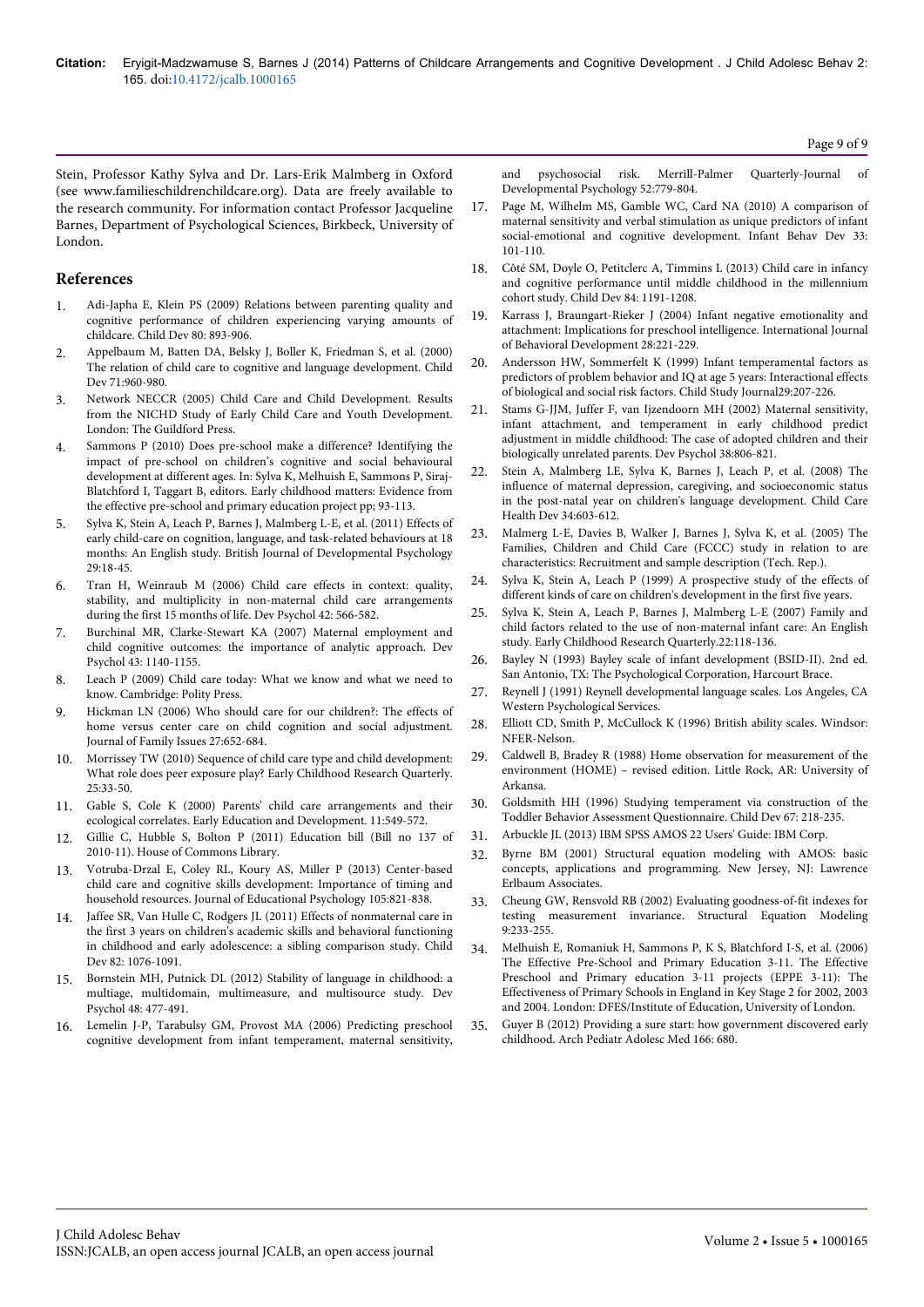Stein, Professor Kathy Sylva and Dr. Lars-Erik Malmberg in Oxford (see www.familieschildrenchildcare.org). Data are freely available to the research community. For information contact Professor Jacqueline Barnes, Department of Psychological Sciences, Birkbeck, University of London.

## References

1. Adi-Japha E, Klein PS (2009) Relations between parenting quality and cognitive performance of children experiencing varying amounts of childcare. Child Dev 80: 893-906.
2. Appelbaum M, Batten DA, Belsky J, Boller K, Friedman S, et al. (2000) The relation of child care to cognitive and language development. Child Dev 71:960-980.
3. Network NECCR (2005) Child Care and Child Development. Results from the NICHD Study of Early Child Care and Youth Development. London: The Guildford Press.
4. Sammons P (2010) Does pre-school make a difference? Identifying the impact of pre-school on children's cognitive and social behavioural development at different ages. In: Sylva K, Melhuish E, Sammons P, Siraj-Blatchford I, Taggart B, editors. Early childhood matters: Evidence from the effective pre-school and primary education project pp; 93-113.
5. Sylva K, Stein A, Leach P, Barnes J, Malmberg L-E, et al. (2011) Effects of early child-care on cognition, language, and task-related behaviours at 18 months: An English study. British Journal of Developmental Psychology 29:18-45.
6. Tran H, Weinraub M (2006) Child care effects in context: quality, stability, and multiplicity in non-maternal child care arrangements during the first 15 months of life. Dev Psychol 42: 566-582.
7. Burchinal MR, Clarke-Stewart KA (2007) Maternal employment and child cognitive outcomes: the importance of analytic approach. Dev Psychol 43: 1140-1155.
8. Leach P (2009) Child care today: What we know and what we need to know. Cambridge: Polity Press.
9. Hickman LN (2006) Who should care for our children?: The effects of home versus center care on child cognition and social adjustment. Journal of Family Issues 27:652-684.
10. Morrissey TW (2010) Sequence of child care type and child development: What role does peer exposure play? Early Childhood Research Quarterly. 25:33-50.
11. Gable S, Cole K (2000) Parents' child care arrangements and their ecological correlates. Early Education and Development. 11:549-572.
12. Gillie C, Hubble S, Bolton P (2011) Education bill (Bill no 137 of 2010-11). House of Commons Library.
13. Votruba-Drzal E, Coley RL, Koury AS, Miller P (2013) Center-based child care and cognitive skills development: Importance of timing and household resources. Journal of Educational Psychology 105:821-838.
14. Jaffee SR, Van Hulle C, Rodgers JL (2011) Effects of nonmaternal care in the first 3 years on children's academic skills and behavioral functioning in childhood and early adolescence: a sibling comparison study. Child Dev 82: 1076-1091.
15. Bornstein MH, Putnick DL (2012) Stability of language in childhood: a multiage, multidomain, multimeasure, and multisource study. Dev Psychol 48: 477-491.
16. Lemelin J-P, Tarabulsy GM, Provost MA (2006) Predicting preschool cognitive development from infant temperament, maternal sensitivity, and psychosocial risk. Merrill-Palmer Quarterly-Journal of Developmental Psychology 52:779-804.
17. Page M, Wilhelm MS, Gamble WC, Card NA (2010) A comparison of maternal sensitivity and verbal stimulation as unique predictors of infant social-emotional and cognitive development. Infant Behav Dev 33: 101-110.
18. Côté SM, Doyle O, Petitclerc A, Timmins L (2013) Child care in infancy and cognitive performance until middle childhood in the millennium cohort study. Child Dev 84: 1191-1208.
19. Karrass J, Braungart-Rieker J (2004) Infant negative emotionality and attachment: Implications for preschool intelligence. International Journal of Behavioral Development 28:221-229.
20. Andersson HW, Sommerfelt K (1999) Infant temperamental factors as predictors of problem behavior and IQ at age 5 years: Interactional effects of biological and social risk factors. Child Study Journal29:207-226.
21. Stams G-JJM, Juffer F, van Ijzendoorn MH (2002) Maternal sensitivity, infant attachment, and temperament in early childhood predict adjustment in middle childhood: The case of adopted children and their biologically unrelated parents. Dev Psychol 38:806-821.
22. Stein A, Malmberg LE, Sylva K, Barnes J, Leach P, et al. (2008) The influence of maternal depression, caregiving, and socioeconomic status in the post-natal year on children's language development. Child Care Health Dev 34:603-612.
23. Malmerg L-E, Davies B, Walker J, Barnes J, Sylva K, et al. (2005) The Families, Children and Child Care (FCCC) study in relation to are characteristics: Recruitment and sample description (Tech. Rep.).
24. Sylva K, Stein A, Leach P (1999) A prospective study of the effects of different kinds of care on children's development in the first five years.
25. Sylva K, Stein A, Leach P, Barnes J, Malmberg L-E (2007) Family and child factors related to the use of non-maternal infant care: An English study. Early Childhood Research Quarterly.22:118-136.
26. Bayley N (1993) Bayley scale of infant development (BSID-II). 2nd ed. San Antonio, TX: The Psychological Corporation, Harcourt Brace.
27. Reynell J (1991) Reynell developmental language scales. Los Angeles, CA Western Psychological Services.
28. Elliott CD, Smith P, McCullock K (1996) British ability scales. Windsor: NFER-Nelson.
29. Caldwell B, Bradey R (1988) Home observation for measurement of the environment (HOME) – revised edition. Little Rock, AR: University of Arkansa.
30. Goldsmith HH (1996) Studying temperament via construction of the Toddler Behavior Assessment Questionnaire. Child Dev 67: 218-235.
31. Arbuckle JL (2013) IBM SPSS AMOS 22 Users' Guide: IBM Corp.
32. Byrne BM (2001) Structural equation modeling with AMOS: basic concepts, applications and programming. New Jersey, NJ: Lawrence Erlbaum Associates.
33. Cheung GW, Rensvold RB (2002) Evaluating goodness-of-fit indexes for testing measurement invariance. Structural Equation Modeling 9:233-255.
34. Melhuish E, Romaniuk H, Sammons P, K S, Blatchford I-S, et al. (2006) The Effective Pre-School and Primary Education 3-11. The Effective Preschool and Primary education 3-11 projects (EPPE 3-11): The Effectiveness of Primary Schools in England in Key Stage 2 for 2002, 2003 and 2004. London: DFES/Institute of Education, University of London.
35. Guyer B (2012) Providing a sure start: how government discovered early childhood. Arch Pediatr Adolesc Med 166: 680.